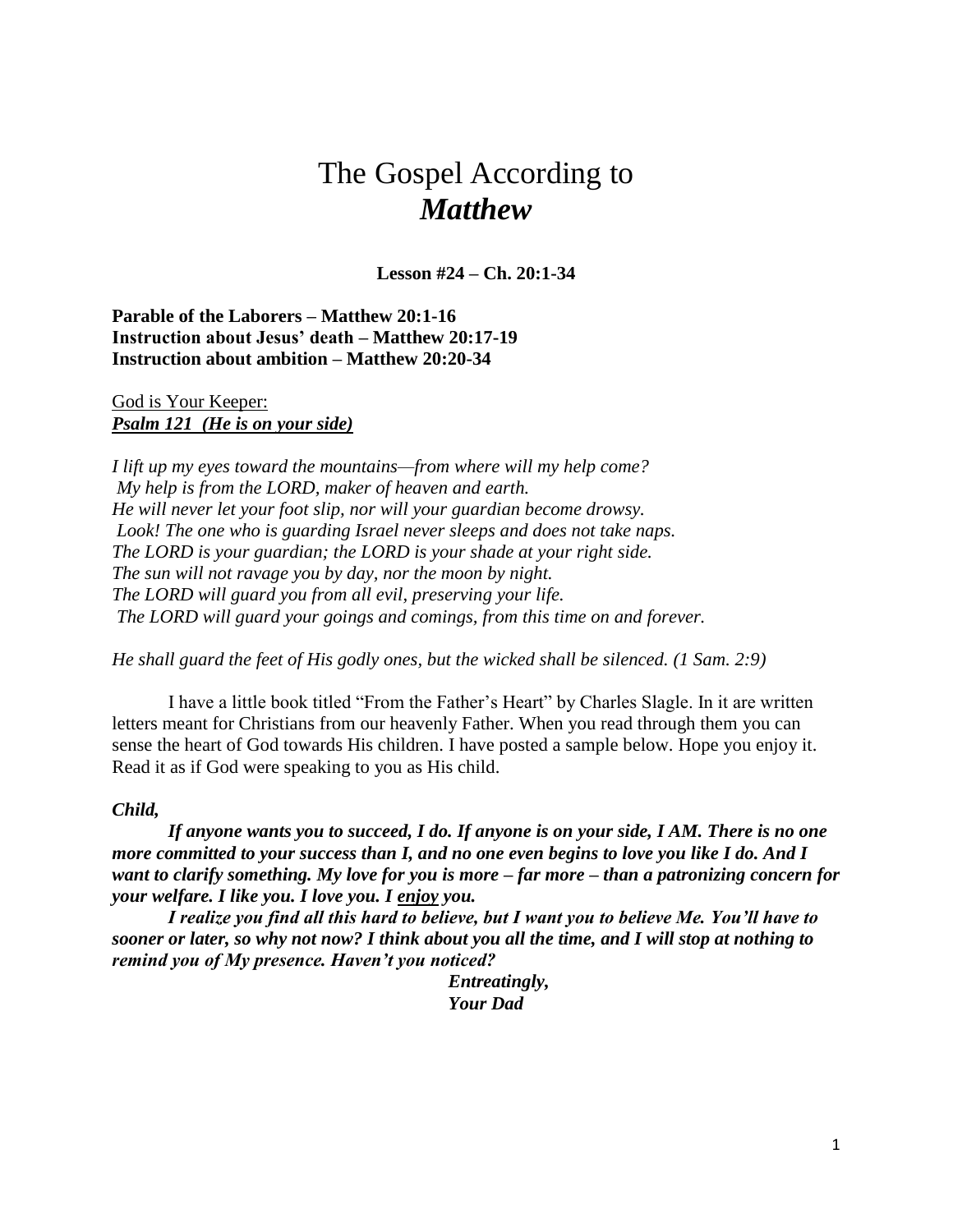# The Gospel According to *Matthew*

**Lesson #24 – Ch. 20:1-34**

**Parable of the Laborers – Matthew 20:1-16**
**Instruction about Jesus' death – Matthew 20:17-19**
**Instruction about ambition – Matthew 20:20-34**

God is Your Keeper:
***Psalm 121 (He is on your side)***

*I lift up my eyes toward the mountains—from where will my help come?*
*My help is from the LORD, maker of heaven and earth.*
*He will never let your foot slip, nor will your guardian become drowsy.*
*Look! The one who is guarding Israel never sleeps and does not take naps.*
*The LORD is your guardian; the LORD is your shade at your right side.*
*The sun will not ravage you by day, nor the moon by night.*
*The LORD will guard you from all evil, preserving your life.*
*The LORD will guard your goings and comings, from this time on and forever.*

*He shall guard the feet of His godly ones, but the wicked shall be silenced. (1 Sam. 2:9)*

I have a little book titled "From the Father's Heart" by Charles Slagle. In it are written letters meant for Christians from our heavenly Father. When you read through them you can sense the heart of God towards His children. I have posted a sample below. Hope you enjoy it. Read it as if God were speaking to you as His child.

***Child,***

***If anyone wants you to succeed, I do. If anyone is on your side, I AM. There is no one more committed to your success than I, and no one even begins to love you like I do. And I want to clarify something. My love for you is more – far more – than a patronizing concern for your welfare. I like you. I love you. I enjoy you.***

***I realize you find all this hard to believe, but I want you to believe Me. You'll have to sooner or later, so why not now? I think about you all the time, and I will stop at nothing to remind you of My presence. Haven't you noticed?***

***Entreatingly,***
***Your Dad***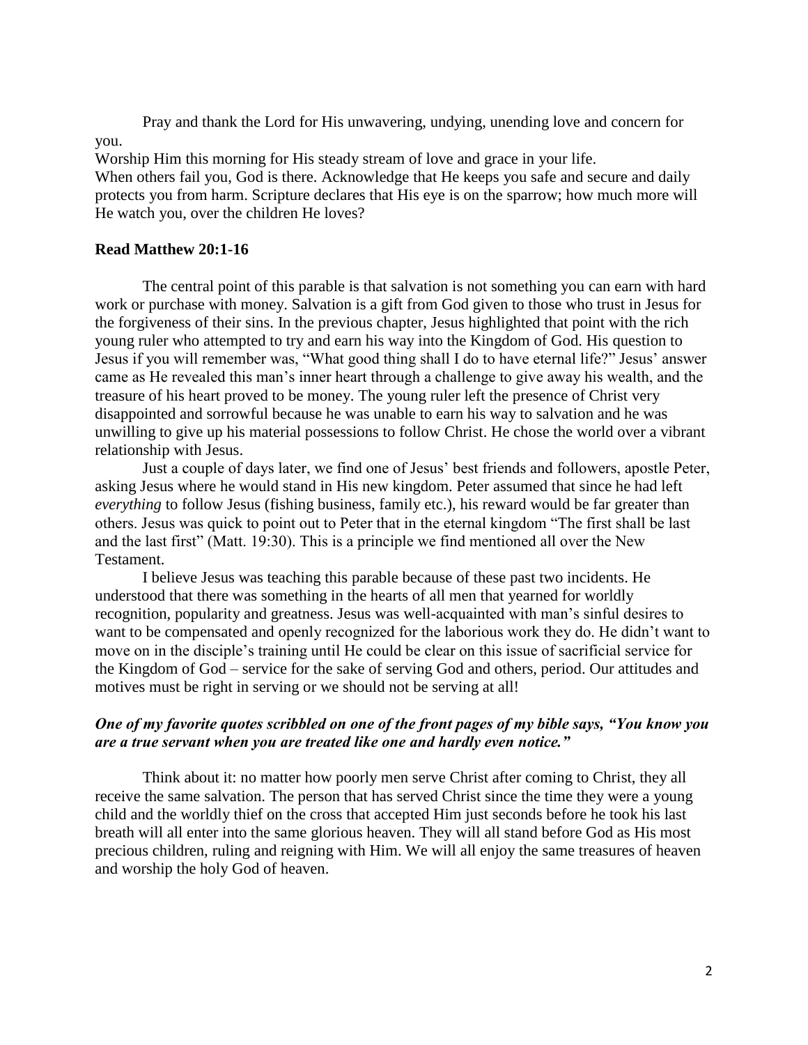Pray and thank the Lord for His unwavering, undying, unending love and concern for you.

Worship Him this morning for His steady stream of love and grace in your life.

When others fail you, God is there. Acknowledge that He keeps you safe and secure and daily protects you from harm. Scripture declares that His eye is on the sparrow; how much more will He watch you, over the children He loves?

**Read Matthew 20:1-16**

The central point of this parable is that salvation is not something you can earn with hard work or purchase with money. Salvation is a gift from God given to those who trust in Jesus for the forgiveness of their sins. In the previous chapter, Jesus highlighted that point with the rich young ruler who attempted to try and earn his way into the Kingdom of God. His question to Jesus if you will remember was, "What good thing shall I do to have eternal life?" Jesus' answer came as He revealed this man's inner heart through a challenge to give away his wealth, and the treasure of his heart proved to be money. The young ruler left the presence of Christ very disappointed and sorrowful because he was unable to earn his way to salvation and he was unwilling to give up his material possessions to follow Christ. He chose the world over a vibrant relationship with Jesus.

Just a couple of days later, we find one of Jesus' best friends and followers, apostle Peter, asking Jesus where he would stand in His new kingdom. Peter assumed that since he had left *everything* to follow Jesus (fishing business, family etc.), his reward would be far greater than others. Jesus was quick to point out to Peter that in the eternal kingdom "The first shall be last and the last first" (Matt. 19:30). This is a principle we find mentioned all over the New Testament.

I believe Jesus was teaching this parable because of these past two incidents. He understood that there was something in the hearts of all men that yearned for worldly recognition, popularity and greatness. Jesus was well-acquainted with man's sinful desires to want to be compensated and openly recognized for the laborious work they do. He didn't want to move on in the disciple's training until He could be clear on this issue of sacrificial service for the Kingdom of God – service for the sake of serving God and others, period. Our attitudes and motives must be right in serving or we should not be serving at all!

***One of my favorite quotes scribbled on one of the front pages of my bible says, "You know you are a true servant when you are treated like one and hardly even notice."***

Think about it: no matter how poorly men serve Christ after coming to Christ, they all receive the same salvation. The person that has served Christ since the time they were a young child and the worldly thief on the cross that accepted Him just seconds before he took his last breath will all enter into the same glorious heaven. They will all stand before God as His most precious children, ruling and reigning with Him. We will all enjoy the same treasures of heaven and worship the holy God of heaven.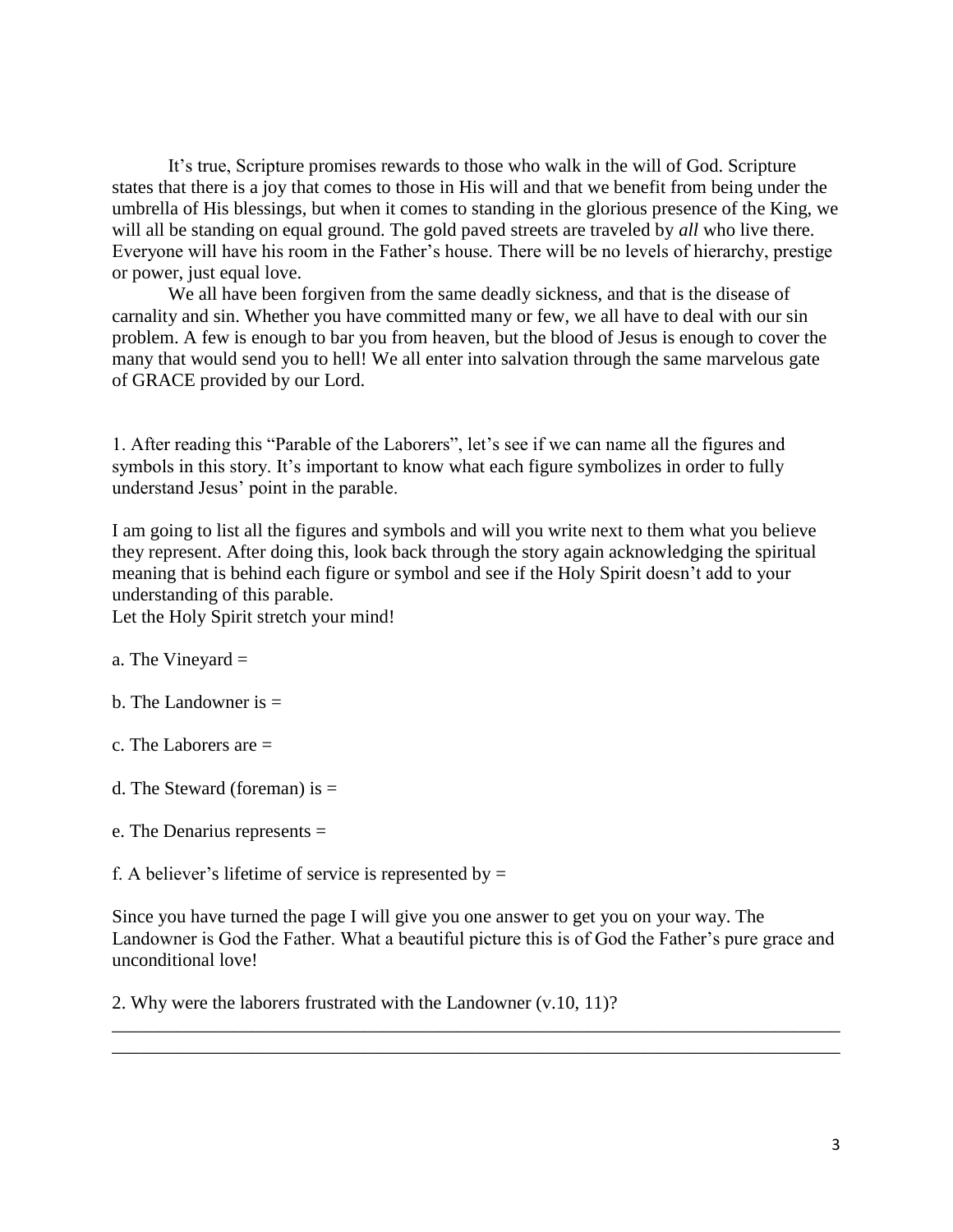It's true, Scripture promises rewards to those who walk in the will of God. Scripture states that there is a joy that comes to those in His will and that we benefit from being under the umbrella of His blessings, but when it comes to standing in the glorious presence of the King, we will all be standing on equal ground. The gold paved streets are traveled by *all* who live there. Everyone will have his room in the Father's house. There will be no levels of hierarchy, prestige or power, just equal love.

We all have been forgiven from the same deadly sickness, and that is the disease of carnality and sin. Whether you have committed many or few, we all have to deal with our sin problem. A few is enough to bar you from heaven, but the blood of Jesus is enough to cover the many that would send you to hell! We all enter into salvation through the same marvelous gate of GRACE provided by our Lord.

1. After reading this "Parable of the Laborers", let's see if we can name all the figures and symbols in this story. It's important to know what each figure symbolizes in order to fully understand Jesus' point in the parable.

I am going to list all the figures and symbols and will you write next to them what you believe they represent. After doing this, look back through the story again acknowledging the spiritual meaning that is behind each figure or symbol and see if the Holy Spirit doesn't add to your understanding of this parable.
Let the Holy Spirit stretch your mind!

a. The Vineyard =

b. The Landowner is =

c. The Laborers are =

d. The Steward (foreman) is =

e. The Denarius represents =

f. A believer's lifetime of service is represented by =

Since you have turned the page I will give you one answer to get you on your way. The Landowner is God the Father. What a beautiful picture this is of God the Father's pure grace and unconditional love!

2. Why were the laborers frustrated with the Landowner (v.10, 11)?

________________________________________________________________________________
________________________________________________________________________________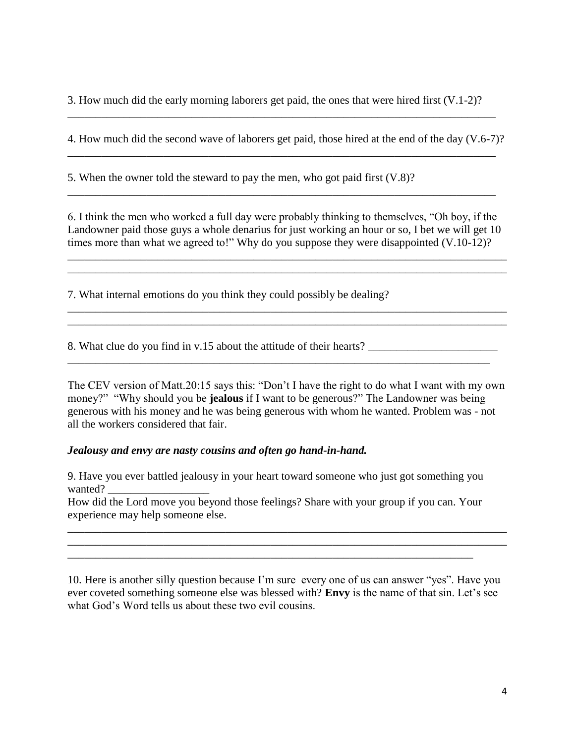3. How much did the early morning laborers get paid, the ones that were hired first (V.1-2)?
______________________________________________________________________________

4. How much did the second wave of laborers get paid, those hired at the end of the day (V.6-7)?
______________________________________________________________________________

5. When the owner told the steward to pay the men, who got paid first (V.8)?
______________________________________________________________________________

6. I think the men who worked a full day were probably thinking to themselves, "Oh boy, if the Landowner paid those guys a whole denarius for just working an hour or so, I bet we will get 10 times more than what we agreed to!" Why do you suppose they were disappointed (V.10-12)?
______________________________________________________________________________
______________________________________________________________________________

7. What internal emotions do you think they could possibly be dealing?
______________________________________________________________________________
______________________________________________________________________________

8. What clue do you find in v.15 about the attitude of their hearts? _______________________
______________________________________________________________________________

The CEV version of Matt.20:15 says this: "Don't I have the right to do what I want with my own money?" "Why should you be **jealous** if I want to be generous?" The Landowner was being generous with his money and he was being generous with whom he wanted. Problem was - not all the workers considered that fair.

***Jealousy and envy are nasty cousins and often go hand-in-hand.***

9. Have you ever battled jealousy in your heart toward someone who just got something you wanted? __________________
How did the Lord move you beyond those feelings? Share with your group if you can. Your experience may help someone else.
______________________________________________________________________________
______________________________________________________________________________
______________________________________________________________________________

10. Here is another silly question because I'm sure every one of us can answer "yes". Have you ever coveted something someone else was blessed with? **Envy** is the name of that sin. Let's see what God's Word tells us about these two evil cousins.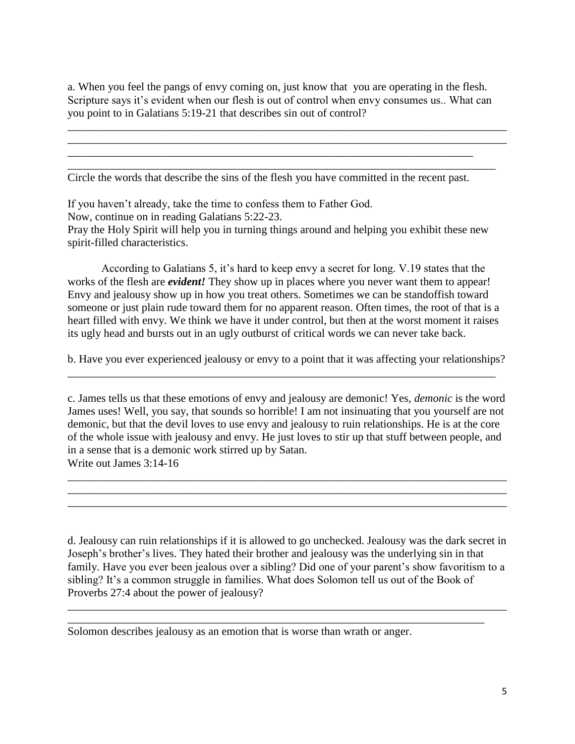a. When you feel the pangs of envy coming on, just know that you are operating in the flesh. Scripture says it's evident when our flesh is out of control when envy consumes us.. What can you point to in Galatians 5:19-21 that describes sin out of control?

________________________________________________________________________________
________________________________________________________________________________
___________________________________________________________________________
_______________________________________________________________________________

Circle the words that describe the sins of the flesh you have committed in the recent past.

If you haven't already, take the time to confess them to Father God.
Now, continue on in reading Galatians 5:22-23.
Pray the Holy Spirit will help you in turning things around and helping you exhibit these new spirit-filled characteristics.

According to Galatians 5, it's hard to keep envy a secret for long. V.19 states that the works of the flesh are ***evident!*** They show up in places where you never want them to appear! Envy and jealousy show up in how you treat others. Sometimes we can be standoffish toward someone or just plain rude toward them for no apparent reason. Often times, the root of that is a heart filled with envy. We think we have it under control, but then at the worst moment it raises its ugly head and bursts out in an ugly outburst of critical words we can never take back.

b. Have you ever experienced jealousy or envy to a point that it was affecting your relationships?

_______________________________________________________________________________

c. James tells us that these emotions of envy and jealousy are demonic! Yes, *demonic* is the word James uses! Well, you say, that sounds so horrible! I am not insinuating that you yourself are not demonic, but that the devil loves to use envy and jealousy to ruin relationships. He is at the core of the whole issue with jealousy and envy. He just loves to stir up that stuff between people, and in a sense that is a demonic work stirred up by Satan.
Write out James 3:14-16

________________________________________________________________________________
________________________________________________________________________________
________________________________________________________________________________

d. Jealousy can ruin relationships if it is allowed to go unchecked. Jealousy was the dark secret in Joseph's brother's lives. They hated their brother and jealousy was the underlying sin in that family. Have you ever been jealous over a sibling? Did one of your parent's show favoritism to a sibling? It's a common struggle in families. What does Solomon tell us out of the Book of Proverbs 27:4 about the power of jealousy?

________________________________________________________________________________
_____________________________________________________________________________

Solomon describes jealousy as an emotion that is worse than wrath or anger.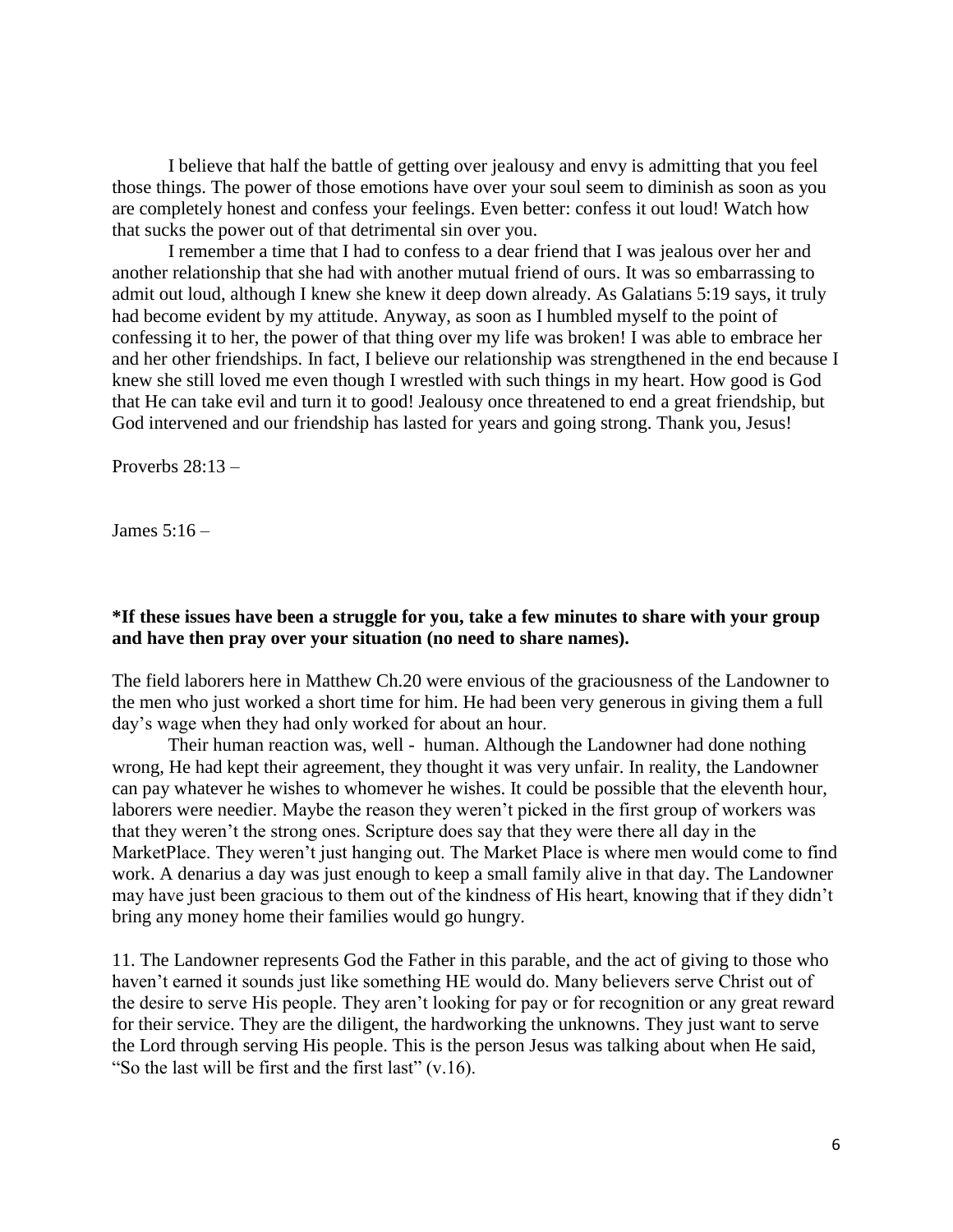I believe that half the battle of getting over jealousy and envy is admitting that you feel those things. The power of those emotions have over your soul seem to diminish as soon as you are completely honest and confess your feelings. Even better: confess it out loud! Watch how that sucks the power out of that detrimental sin over you.

I remember a time that I had to confess to a dear friend that I was jealous over her and another relationship that she had with another mutual friend of ours. It was so embarrassing to admit out loud, although I knew she knew it deep down already. As Galatians 5:19 says, it truly had become evident by my attitude. Anyway, as soon as I humbled myself to the point of confessing it to her, the power of that thing over my life was broken! I was able to embrace her and her other friendships. In fact, I believe our relationship was strengthened in the end because I knew she still loved me even though I wrestled with such things in my heart. How good is God that He can take evil and turn it to good! Jealousy once threatened to end a great friendship, but God intervened and our friendship has lasted for years and going strong. Thank you, Jesus!

Proverbs 28:13 –

James 5:16 –

**\*If these issues have been a struggle for you, take a few minutes to share with your group and have then pray over your situation (no need to share names).**

The field laborers here in Matthew Ch.20 were envious of the graciousness of the Landowner to the men who just worked a short time for him. He had been very generous in giving them a full day's wage when they had only worked for about an hour.

Their human reaction was, well - human. Although the Landowner had done nothing wrong, He had kept their agreement, they thought it was very unfair. In reality, the Landowner can pay whatever he wishes to whomever he wishes. It could be possible that the eleventh hour, laborers were needier. Maybe the reason they weren't picked in the first group of workers was that they weren't the strong ones. Scripture does say that they were there all day in the MarketPlace. They weren't just hanging out. The Market Place is where men would come to find work. A denarius a day was just enough to keep a small family alive in that day. The Landowner may have just been gracious to them out of the kindness of His heart, knowing that if they didn't bring any money home their families would go hungry.

11. The Landowner represents God the Father in this parable, and the act of giving to those who haven't earned it sounds just like something HE would do. Many believers serve Christ out of the desire to serve His people. They aren't looking for pay or for recognition or any great reward for their service. They are the diligent, the hardworking the unknowns. They just want to serve the Lord through serving His people. This is the person Jesus was talking about when He said, "So the last will be first and the first last" (v.16).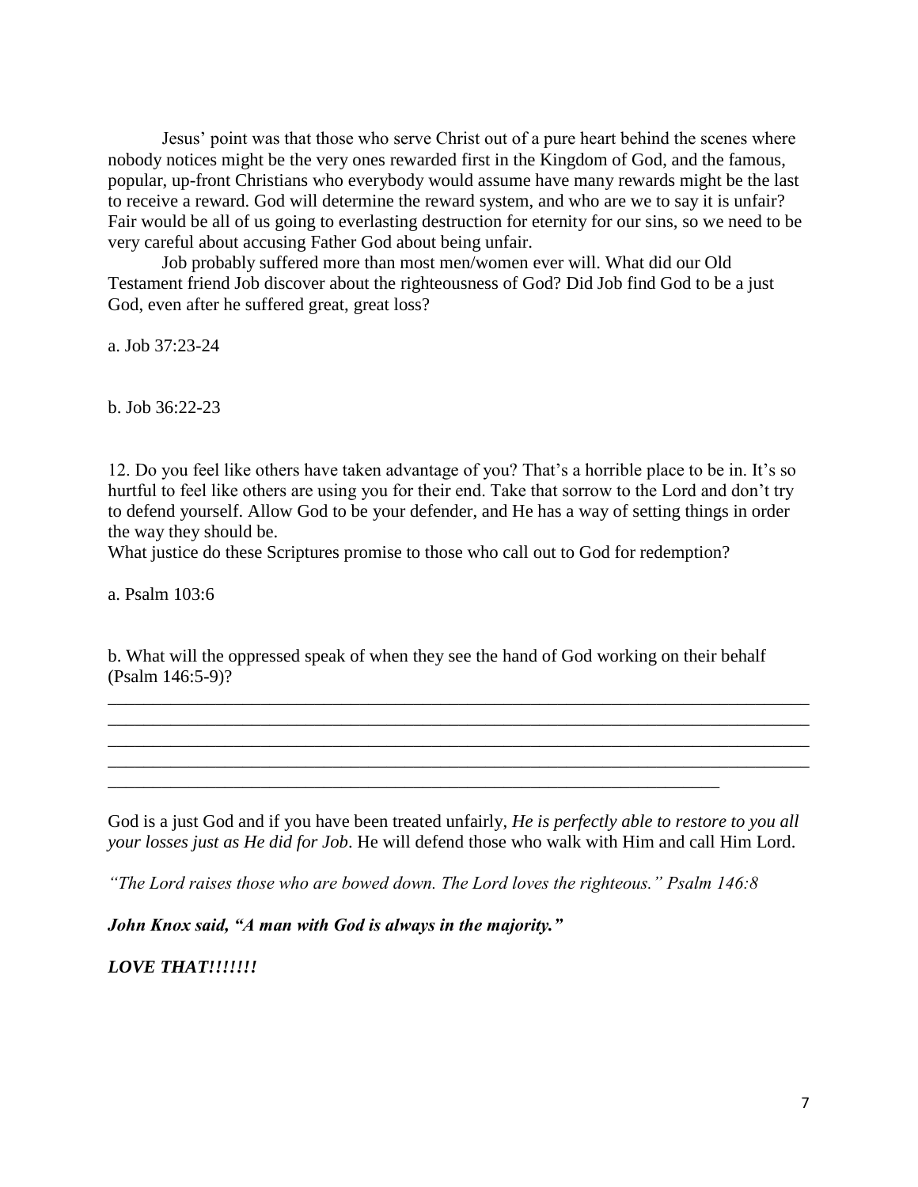Jesus' point was that those who serve Christ out of a pure heart behind the scenes where nobody notices might be the very ones rewarded first in the Kingdom of God, and the famous, popular, up-front Christians who everybody would assume have many rewards might be the last to receive a reward. God will determine the reward system, and who are we to say it is unfair? Fair would be all of us going to everlasting destruction for eternity for our sins, so we need to be very careful about accusing Father God about being unfair.

Job probably suffered more than most men/women ever will. What did our Old Testament friend Job discover about the righteousness of God? Did Job find God to be a just God, even after he suffered great, great loss?

a. Job 37:23-24

b. Job 36:22-23

12. Do you feel like others have taken advantage of you? That's a horrible place to be in. It's so hurtful to feel like others are using you for their end. Take that sorrow to the Lord and don't try to defend yourself. Allow God to be your defender, and He has a way of setting things in order the way they should be.
What justice do these Scriptures promise to those who call out to God for redemption?

a. Psalm 103:6

b. What will the oppressed speak of when they see the hand of God working on their behalf (Psalm 146:5-9)?

________________________________________________________________________________
________________________________________________________________________________
________________________________________________________________________________
________________________________________________________________________________
______________________________________________________________________

God is a just God and if you have been treated unfairly, *He is perfectly able to restore to you all your losses just as He did for Job*. He will defend those who walk with Him and call Him Lord.

*"The Lord raises those who are bowed down. The Lord loves the righteous." Psalm 146:8*

***John Knox said, "A man with God is always in the majority."***

***LOVE THAT!!!!!!!***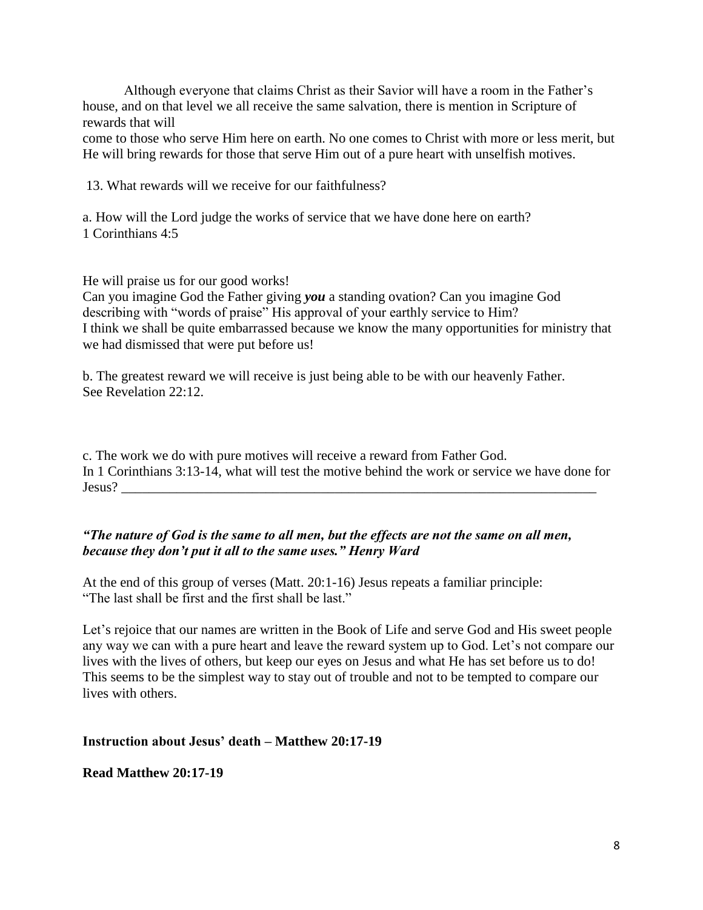Although everyone that claims Christ as their Savior will have a room in the Father's house, and on that level we all receive the same salvation, there is mention in Scripture of rewards that will come to those who serve Him here on earth. No one comes to Christ with more or less merit, but He will bring rewards for those that serve Him out of a pure heart with unselfish motives.

13. What rewards will we receive for our faithfulness?

a. How will the Lord judge the works of service that we have done here on earth?
1 Corinthians 4:5

He will praise us for our good works!
Can you imagine God the Father giving ***you*** a standing ovation? Can you imagine God describing with "words of praise" His approval of your earthly service to Him?
I think we shall be quite embarrassed because we know the many opportunities for ministry that we had dismissed that were put before us!

b. The greatest reward we will receive is just being able to be with our heavenly Father.
See Revelation 22:12.

c. The work we do with pure motives will receive a reward from Father God.
In 1 Corinthians 3:13-14, what will test the motive behind the work or service we have done for Jesus? ___________________________________________________________________________

***"The nature of God is the same to all men, but the effects are not the same on all men, because they don't put it all to the same uses." Henry Ward***

At the end of this group of verses (Matt. 20:1-16) Jesus repeats a familiar principle: "The last shall be first and the first shall be last."

Let's rejoice that our names are written in the Book of Life and serve God and His sweet people any way we can with a pure heart and leave the reward system up to God. Let's not compare our lives with the lives of others, but keep our eyes on Jesus and what He has set before us to do! This seems to be the simplest way to stay out of trouble and not to be tempted to compare our lives with others.

**Instruction about Jesus' death – Matthew 20:17-19**

**Read Matthew 20:17-19**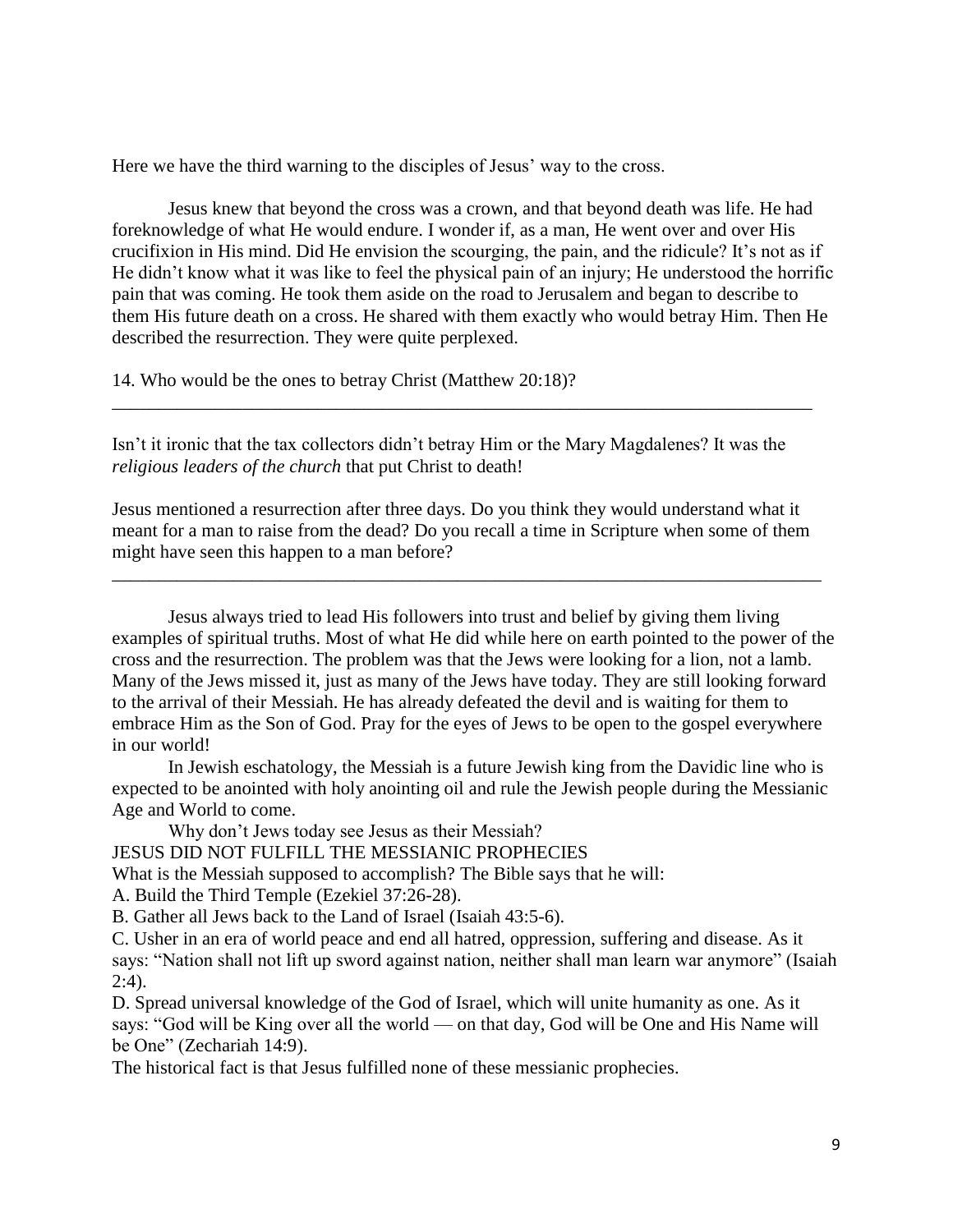Here we have the third warning to the disciples of Jesus' way to the cross.

Jesus knew that beyond the cross was a crown, and that beyond death was life. He had foreknowledge of what He would endure. I wonder if, as a man, He went over and over His crucifixion in His mind. Did He envision the scourging, the pain, and the ridicule? It's not as if He didn't know what it was like to feel the physical pain of an injury; He understood the horrific pain that was coming. He took them aside on the road to Jerusalem and began to describe to them His future death on a cross. He shared with them exactly who would betray Him. Then He described the resurrection. They were quite perplexed.

14. Who would be the ones to betray Christ (Matthew 20:18)?

_______________________________________________________________________________

Isn't it ironic that the tax collectors didn't betray Him or the Mary Magdalenes? It was the *religious leaders of the church* that put Christ to death!

Jesus mentioned a resurrection after three days. Do you think they would understand what it meant for a man to raise from the dead? Do you recall a time in Scripture when some of them might have seen this happen to a man before?

_______________________________________________________________________________

Jesus always tried to lead His followers into trust and belief by giving them living examples of spiritual truths. Most of what He did while here on earth pointed to the power of the cross and the resurrection. The problem was that the Jews were looking for a lion, not a lamb. Many of the Jews missed it, just as many of the Jews have today. They are still looking forward to the arrival of their Messiah. He has already defeated the devil and is waiting for them to embrace Him as the Son of God. Pray for the eyes of Jews to be open to the gospel everywhere in our world!

In Jewish eschatology, the Messiah is a future Jewish king from the Davidic line who is expected to be anointed with holy anointing oil and rule the Jewish people during the Messianic Age and World to come.

Why don't Jews today see Jesus as their Messiah?

JESUS DID NOT FULFILL THE MESSIANIC PROPHECIES

What is the Messiah supposed to accomplish? The Bible says that he will:

A. Build the Third Temple (Ezekiel 37:26-28).

B. Gather all Jews back to the Land of Israel (Isaiah 43:5-6).

C. Usher in an era of world peace and end all hatred, oppression, suffering and disease. As it says: "Nation shall not lift up sword against nation, neither shall man learn war anymore" (Isaiah 2:4).

D. Spread universal knowledge of the God of Israel, which will unite humanity as one. As it says: "God will be King over all the world — on that day, God will be One and His Name will be One" (Zechariah 14:9).

The historical fact is that Jesus fulfilled none of these messianic prophecies.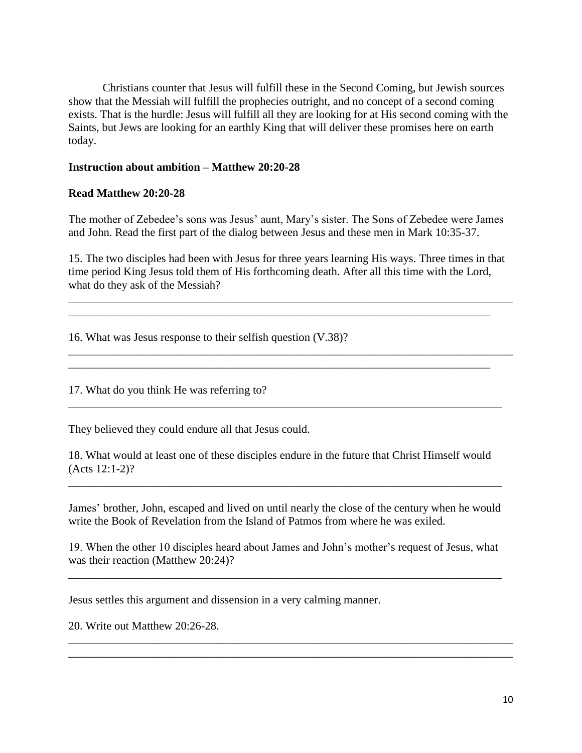Christians counter that Jesus will fulfill these in the Second Coming, but Jewish sources show that the Messiah will fulfill the prophecies outright, and no concept of a second coming exists. That is the hurdle: Jesus will fulfill all they are looking for at His second coming with the Saints, but Jews are looking for an earthly King that will deliver these promises here on earth today.

**Instruction about ambition – Matthew 20:20-28**

**Read Matthew 20:20-28**

The mother of Zebedee's sons was Jesus' aunt, Mary's sister. The Sons of Zebedee were James and John. Read the first part of the dialog between Jesus and these men in Mark 10:35-37.

15. The two disciples had been with Jesus for three years learning His ways. Three times in that time period King Jesus told them of His forthcoming death. After all this time with the Lord, what do they ask of the Messiah?

_______________________________________________________________________________
_____________________________________________________________________________

16. What was Jesus response to their selfish question (V.38)?

_______________________________________________________________________________
_____________________________________________________________________________

17. What do you think He was referring to?

______________________________________________________________________________

They believed they could endure all that Jesus could.

18. What would at least one of these disciples endure in the future that Christ Himself would (Acts 12:1-2)?

______________________________________________________________________________

James' brother, John, escaped and lived on until nearly the close of the century when he would write the Book of Revelation from the Island of Patmos from where he was exiled.

19. When the other 10 disciples heard about James and John's mother's request of Jesus, what was their reaction (Matthew 20:24)?

______________________________________________________________________________

Jesus settles this argument and dissension in a very calming manner.

20. Write out Matthew 20:26-28.

_______________________________________________________________________________
_______________________________________________________________________________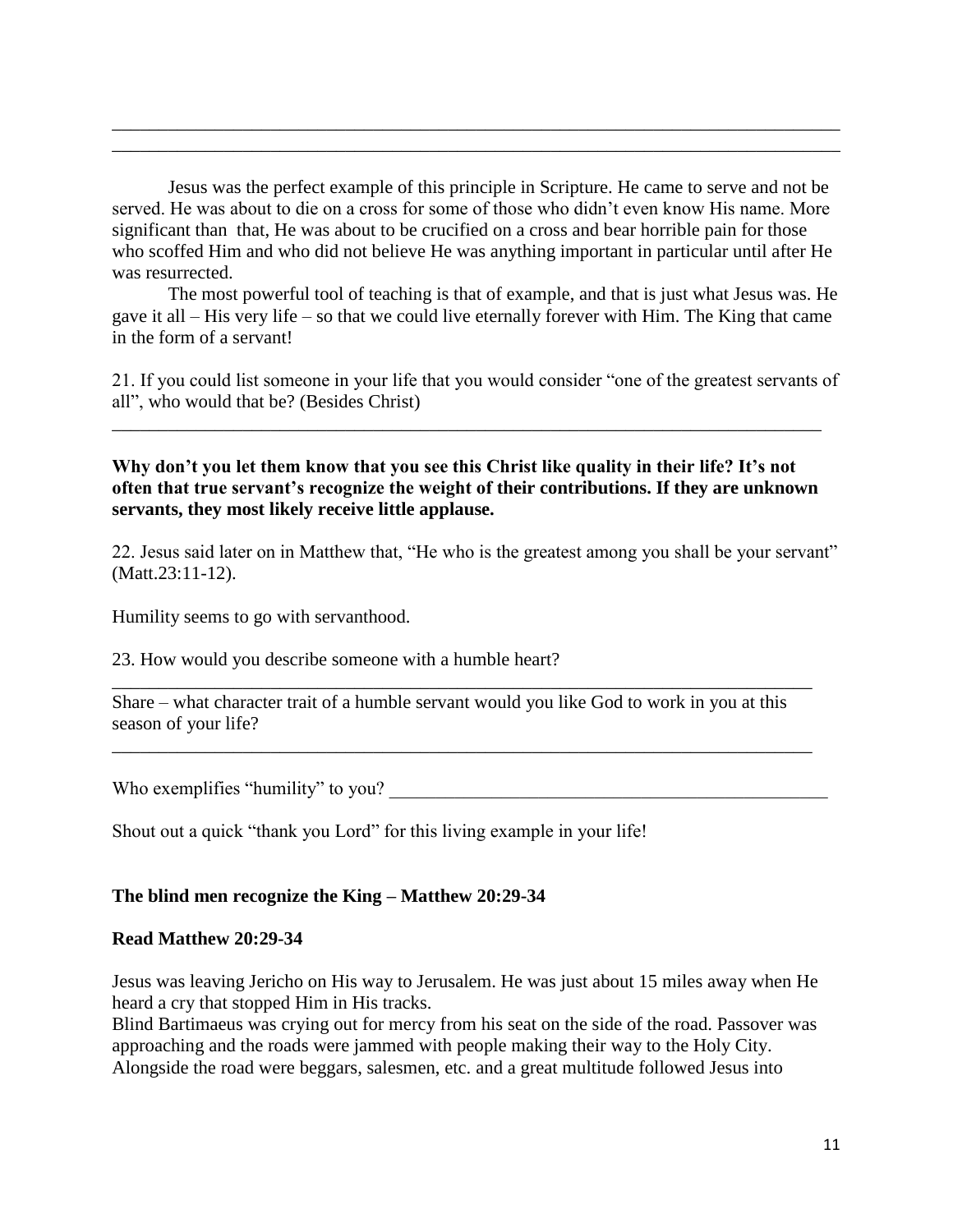\_\_\_\_\_\_\_\_\_\_\_\_\_\_\_\_\_\_\_\_\_\_\_\_\_\_\_\_\_\_\_\_\_\_\_\_\_\_\_\_\_\_\_\_\_\_\_\_\_\_\_\_\_\_\_\_\_\_\_\_\_\_\_\_\_\_\_\_\_\_\_\_\_\_\_\_

\_\_\_\_\_\_\_\_\_\_\_\_\_\_\_\_\_\_\_\_\_\_\_\_\_\_\_\_\_\_\_\_\_\_\_\_\_\_\_\_\_\_\_\_\_\_\_\_\_\_\_\_\_\_\_\_\_\_\_\_\_\_\_\_\_\_\_\_\_\_\_\_\_\_\_\_

Jesus was the perfect example of this principle in Scripture. He came to serve and not be served. He was about to die on a cross for some of those who didn't even know His name. More significant than that, He was about to be crucified on a cross and bear horrible pain for those who scoffed Him and who did not believe He was anything important in particular until after He was resurrected.

The most powerful tool of teaching is that of example, and that is just what Jesus was. He gave it all – His very life – so that we could live eternally forever with Him. The King that came in the form of a servant!

21. If you could list someone in your life that you would consider "one of the greatest servants of all", who would that be? (Besides Christ)

\_\_\_\_\_\_\_\_\_\_\_\_\_\_\_\_\_\_\_\_\_\_\_\_\_\_\_\_\_\_\_\_\_\_\_\_\_\_\_\_\_\_\_\_\_\_\_\_\_\_\_\_\_\_\_\_\_\_\_\_\_\_\_\_\_\_\_\_\_\_\_\_\_\_

**Why don't you let them know that you see this Christ like quality in their life? It's not often that true servant's recognize the weight of their contributions. If they are unknown servants, they most likely receive little applause.**

22. Jesus said later on in Matthew that, "He who is the greatest among you shall be your servant" (Matt.23:11-12).

Humility seems to go with servanthood.

23. How would you describe someone with a humble heart?

\_\_\_\_\_\_\_\_\_\_\_\_\_\_\_\_\_\_\_\_\_\_\_\_\_\_\_\_\_\_\_\_\_\_\_\_\_\_\_\_\_\_\_\_\_\_\_\_\_\_\_\_\_\_\_\_\_\_\_\_\_\_\_\_\_\_\_\_\_\_\_\_\_\_

Share – what character trait of a humble servant would you like God to work in you at this season of your life?

\_\_\_\_\_\_\_\_\_\_\_\_\_\_\_\_\_\_\_\_\_\_\_\_\_\_\_\_\_\_\_\_\_\_\_\_\_\_\_\_\_\_\_\_\_\_\_\_\_\_\_\_\_\_\_\_\_\_\_\_\_\_\_\_\_\_\_\_\_\_\_\_\_\_

Who exemplifies "humility" to you? \_\_\_\_\_\_\_\_\_\_\_\_\_\_\_\_\_\_\_\_\_\_\_\_\_\_\_\_\_\_\_\_\_\_\_\_\_\_\_\_\_\_\_\_\_\_\_\_

Shout out a quick "thank you Lord" for this living example in your life!

**The blind men recognize the King – Matthew 20:29-34**

**Read Matthew 20:29-34**

Jesus was leaving Jericho on His way to Jerusalem. He was just about 15 miles away when He heard a cry that stopped Him in His tracks.
Blind Bartimaeus was crying out for mercy from his seat on the side of the road. Passover was approaching and the roads were jammed with people making their way to the Holy City. Alongside the road were beggars, salesmen, etc. and a great multitude followed Jesus into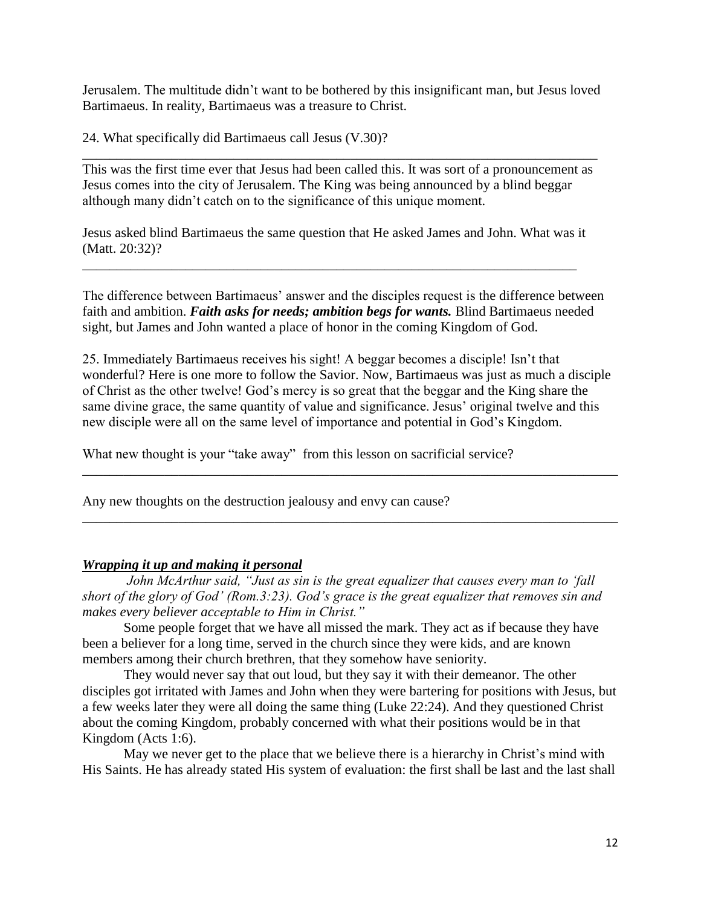Jerusalem. The multitude didn't want to be bothered by this insignificant man, but Jesus loved Bartimaeus. In reality, Bartimaeus was a treasure to Christ.

24. What specifically did Bartimaeus call Jesus (V.30)?

\_\_\_\_\_\_\_\_\_\_\_\_\_\_\_\_\_\_\_\_\_\_\_\_\_\_\_\_\_\_\_\_\_\_\_\_\_\_\_\_\_\_\_\_\_\_\_\_\_\_\_\_\_\_\_\_\_\_\_\_\_\_\_\_\_\_\_\_\_\_\_\_\_\_

This was the first time ever that Jesus had been called this. It was sort of a pronouncement as Jesus comes into the city of Jerusalem. The King was being announced by a blind beggar although many didn't catch on to the significance of this unique moment.

Jesus asked blind Bartimaeus the same question that He asked James and John. What was it (Matt. 20:32)?

\_\_\_\_\_\_\_\_\_\_\_\_\_\_\_\_\_\_\_\_\_\_\_\_\_\_\_\_\_\_\_\_\_\_\_\_\_\_\_\_\_\_\_\_\_\_\_\_\_\_\_\_\_\_\_\_\_\_\_\_\_\_\_\_\_\_\_\_\_\_\_\_\_\_

The difference between Bartimaeus' answer and the disciples request is the difference between faith and ambition. ***Faith asks for needs; ambition begs for wants.*** Blind Bartimaeus needed sight, but James and John wanted a place of honor in the coming Kingdom of God.

25. Immediately Bartimaeus receives his sight! A beggar becomes a disciple! Isn't that wonderful? Here is one more to follow the Savior. Now, Bartimaeus was just as much a disciple of Christ as the other twelve! God's mercy is so great that the beggar and the King share the same divine grace, the same quantity of value and significance. Jesus' original twelve and this new disciple were all on the same level of importance and potential in God's Kingdom.

What new thought is your "take away" from this lesson on sacrificial service?

\_\_\_\_\_\_\_\_\_\_\_\_\_\_\_\_\_\_\_\_\_\_\_\_\_\_\_\_\_\_\_\_\_\_\_\_\_\_\_\_\_\_\_\_\_\_\_\_\_\_\_\_\_\_\_\_\_\_\_\_\_\_\_\_\_\_\_\_\_\_\_\_\_\_

Any new thoughts on the destruction jealousy and envy can cause?

\_\_\_\_\_\_\_\_\_\_\_\_\_\_\_\_\_\_\_\_\_\_\_\_\_\_\_\_\_\_\_\_\_\_\_\_\_\_\_\_\_\_\_\_\_\_\_\_\_\_\_\_\_\_\_\_\_\_\_\_\_\_\_\_\_\_\_\_\_\_\_\_\_\_

### ***Wrapping it up and making it personal***

*John McArthur said, "Just as sin is the great equalizer that causes every man to 'fall short of the glory of God' (Rom.3:23). God's grace is the great equalizer that removes sin and makes every believer acceptable to Him in Christ."*

Some people forget that we have all missed the mark. They act as if because they have been a believer for a long time, served in the church since they were kids, and are known members among their church brethren, that they somehow have seniority.

They would never say that out loud, but they say it with their demeanor. The other disciples got irritated with James and John when they were bartering for positions with Jesus, but a few weeks later they were all doing the same thing (Luke 22:24). And they questioned Christ about the coming Kingdom, probably concerned with what their positions would be in that Kingdom (Acts 1:6).

May we never get to the place that we believe there is a hierarchy in Christ's mind with His Saints. He has already stated His system of evaluation: the first shall be last and the last shall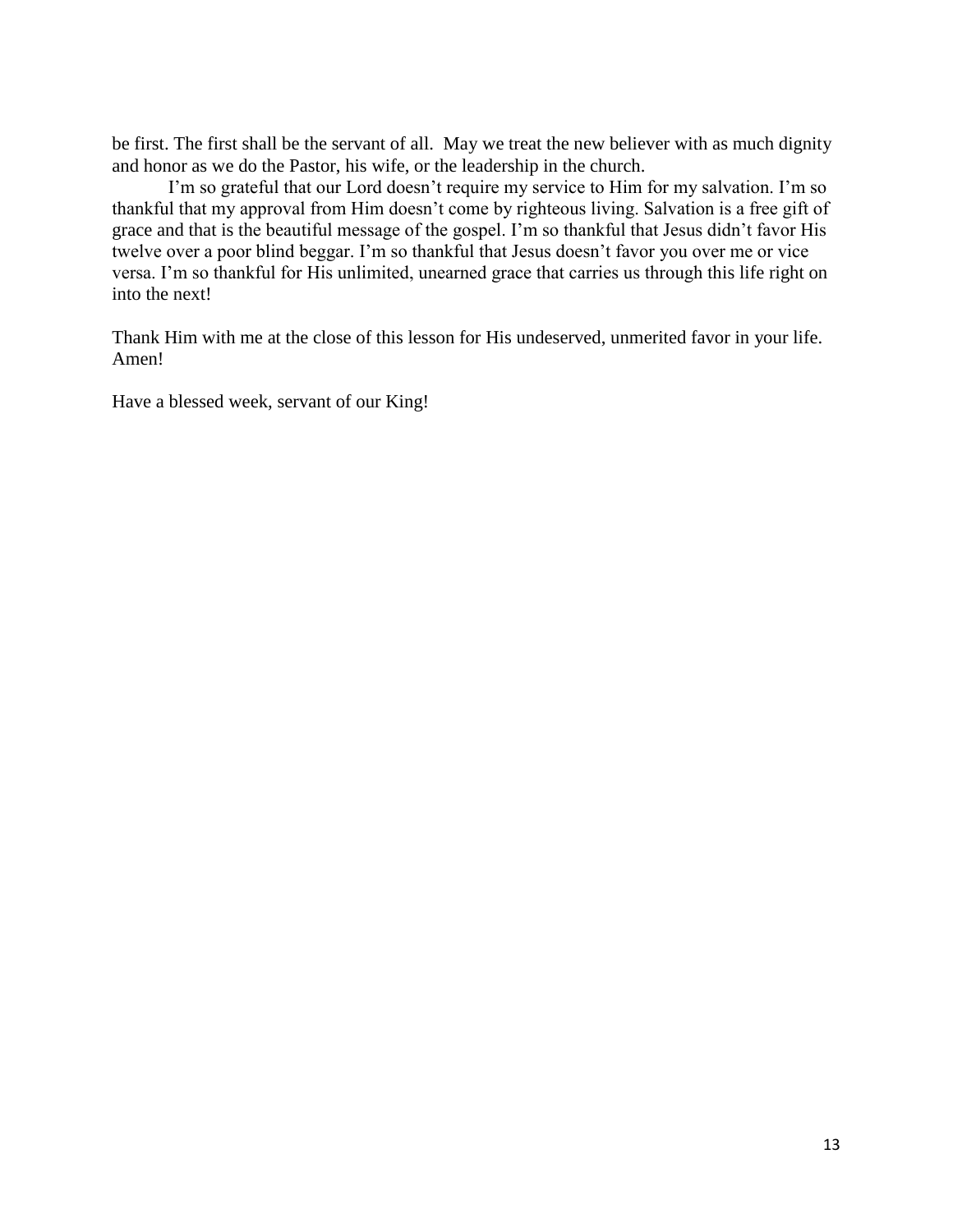be first. The first shall be the servant of all.  May we treat the new believer with as much dignity and honor as we do the Pastor, his wife, or the leadership in the church.

I'm so grateful that our Lord doesn't require my service to Him for my salvation. I'm so thankful that my approval from Him doesn't come by righteous living. Salvation is a free gift of grace and that is the beautiful message of the gospel. I'm so thankful that Jesus didn't favor His twelve over a poor blind beggar. I'm so thankful that Jesus doesn't favor you over me or vice versa. I'm so thankful for His unlimited, unearned grace that carries us through this life right on into the next!

Thank Him with me at the close of this lesson for His undeserved, unmerited favor in your life. Amen!

Have a blessed week, servant of our King!